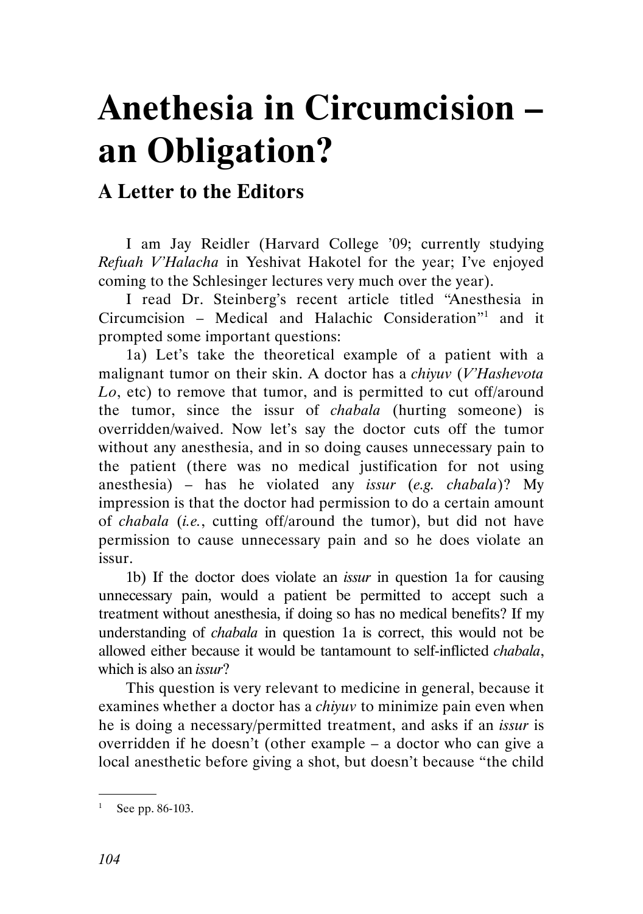# Anethesia in Circumcision – an Obligation?

## A Letter to the Editors

I am Jay Reidler (Harvard College '09; currently studying *Refuah V'Halacha* in Yeshivat Hakotel for the year; I've enjoyed coming to the Schlesinger lectures very much over the year).

I read Dr. Steinberg's recent article titled "Anesthesia in Circumcision – Medical and Halachic Consideration"[1] and it prompted some important questions:

1a) Let's take the theoretical example of a patient with a malignant tumor on their skin. A doctor has a *chiyuv* (*V'Hashevota Lo*, etc) to remove that tumor, and is permitted to cut off/around the tumor, since the issur of *chabala* (hurting someone) is overridden/waived. Now let's say the doctor cuts off the tumor without any anesthesia, and in so doing causes unnecessary pain to the patient (there was no medical justification for not using anesthesia) – has he violated any *issur* (*e.g. chabala*)? My impression is that the doctor had permission to do a certain amount of *chabala* (*i.e.*, cutting off/around the tumor), but did not have permission to cause unnecessary pain and so he does violate an issur.

1b) If the doctor does violate an *issur* in question 1a for causing unnecessary pain, would a patient be permitted to accept such a treatment without anesthesia, if doing so has no medical benefits? If my understanding of *chabala* in question 1a is correct, this would not be allowed either because it would be tantamount to self-inflicted *chabala*, which is also an *issur*?

This question is very relevant to medicine in general, because it examines whether a doctor has a *chiyuv* to minimize pain even when he is doing a necessary/permitted treatment, and asks if an *issur* is overridden if he doesn't (other example – a doctor who can give a local anesthetic before giving a shot, but doesn't because "the child

---

[1] See pp. 86-103.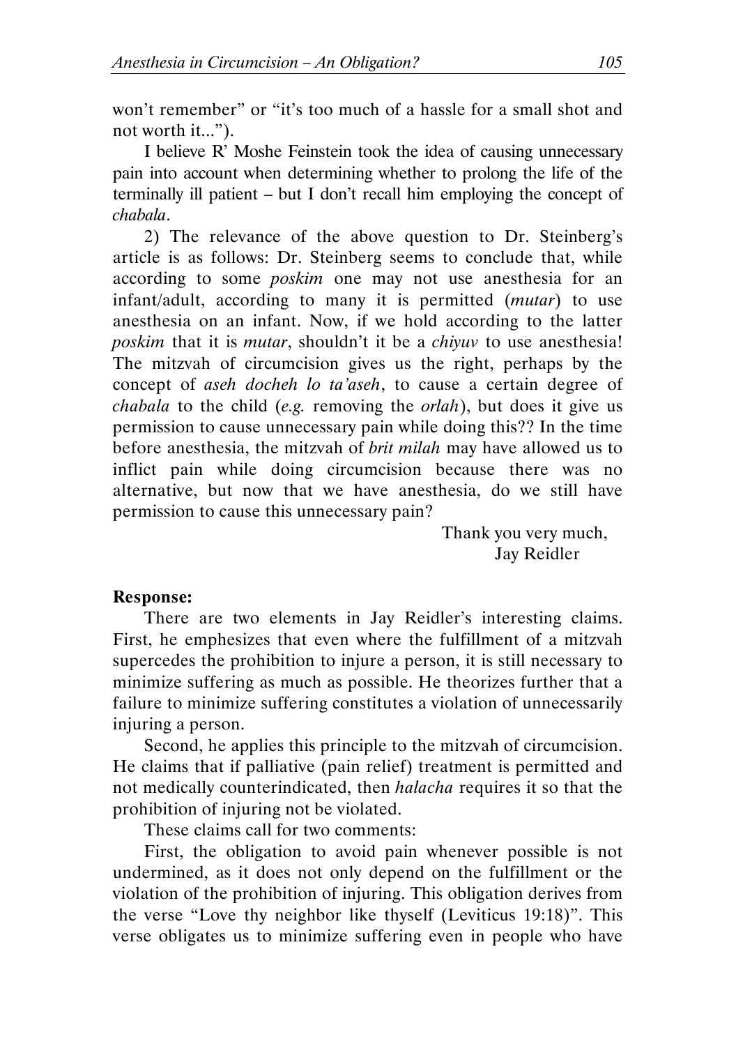won't remember" or "it's too much of a hassle for a small shot and not worth it...").

I believe R' Moshe Feinstein took the idea of causing unnecessary pain into account when determining whether to prolong the life of the terminally ill patient – but I don't recall him employing the concept of *chabala*.

2) The relevance of the above question to Dr. Steinberg's article is as follows: Dr. Steinberg seems to conclude that, while according to some *poskim* one may not use anesthesia for an infant/adult, according to many it is permitted (*mutar*) to use anesthesia on an infant. Now, if we hold according to the latter *poskim* that it is *mutar*, shouldn't it be a *chiyuv* to use anesthesia! The mitzvah of circumcision gives us the right, perhaps by the concept of *aseh docheh lo ta'aseh*, to cause a certain degree of *chabala* to the child (*e.g.* removing the *orlah*), but does it give us permission to cause unnecessary pain while doing this?? In the time before anesthesia, the mitzvah of *brit milah* may have allowed us to inflict pain while doing circumcision because there was no alternative, but now that we have anesthesia, do we still have permission to cause this unnecessary pain?

Thank you very much,
Jay Reidler

**Response:**

There are two elements in Jay Reidler's interesting claims. First, he emphasizes that even where the fulfillment of a mitzvah supercedes the prohibition to injure a person, it is still necessary to minimize suffering as much as possible. He theorizes further that a failure to minimize suffering constitutes a violation of unnecessarily injuring a person.

Second, he applies this principle to the mitzvah of circumcision. He claims that if palliative (pain relief) treatment is permitted and not medically counterindicated, then *halacha* requires it so that the prohibition of injuring not be violated.

These claims call for two comments:

First, the obligation to avoid pain whenever possible is not undermined, as it does not only depend on the fulfillment or the violation of the prohibition of injuring. This obligation derives from the verse "Love thy neighbor like thyself (Leviticus 19:18)". This verse obligates us to minimize suffering even in people who have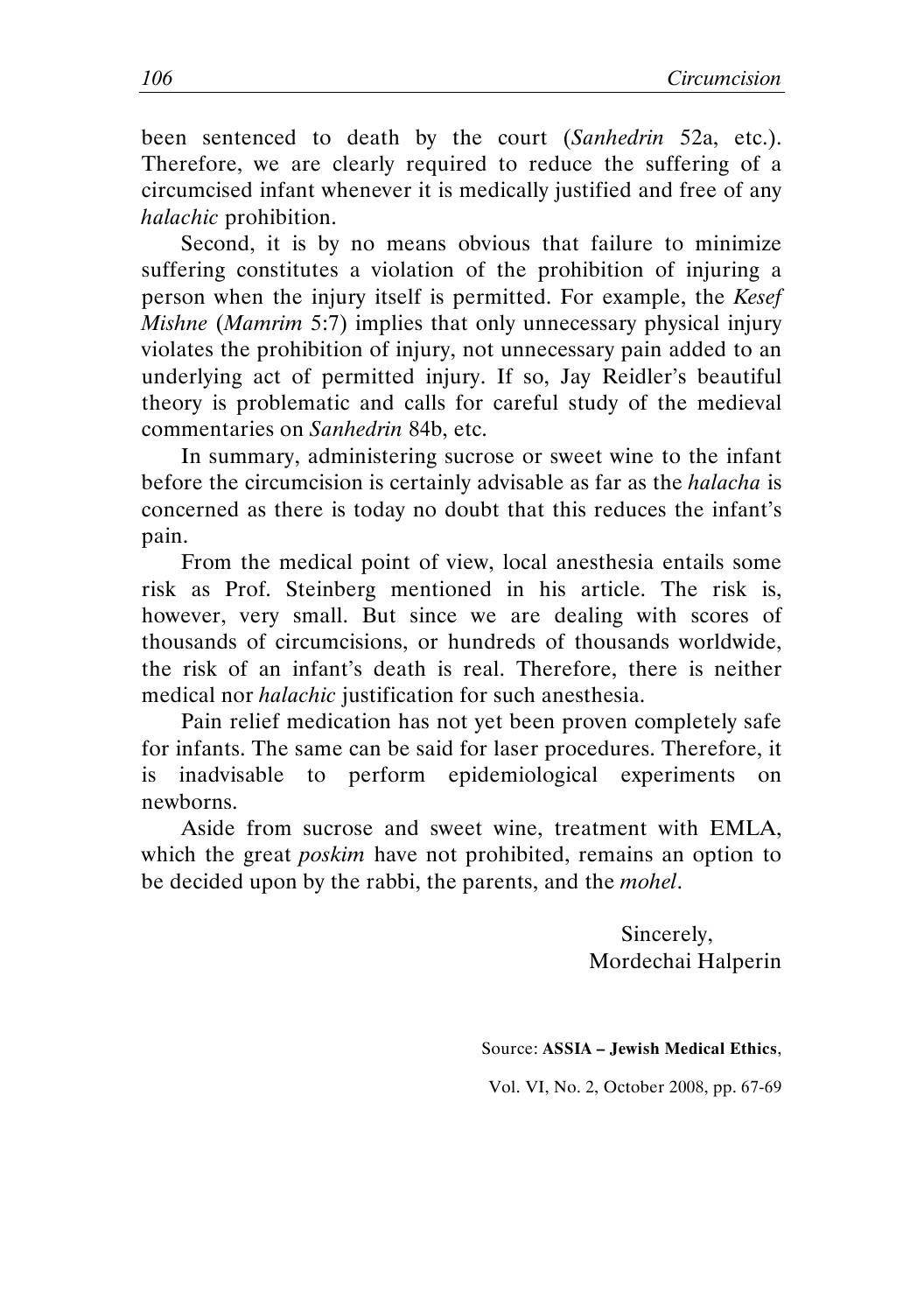been sentenced to death by the court (*Sanhedrin* 52a, etc.). Therefore, we are clearly required to reduce the suffering of a circumcised infant whenever it is medically justified and free of any *halachic* prohibition.

Second, it is by no means obvious that failure to minimize suffering constitutes a violation of the prohibition of injuring a person when the injury itself is permitted. For example, the *Kesef Mishne* (*Mamrim* 5:7) implies that only unnecessary physical injury violates the prohibition of injury, not unnecessary pain added to an underlying act of permitted injury. If so, Jay Reidler's beautiful theory is problematic and calls for careful study of the medieval commentaries on *Sanhedrin* 84b, etc.

In summary, administering sucrose or sweet wine to the infant before the circumcision is certainly advisable as far as the *halacha* is concerned as there is today no doubt that this reduces the infant's pain.

From the medical point of view, local anesthesia entails some risk as Prof. Steinberg mentioned in his article. The risk is, however, very small. But since we are dealing with scores of thousands of circumcisions, or hundreds of thousands worldwide, the risk of an infant's death is real. Therefore, there is neither medical nor *halachic* justification for such anesthesia.

Pain relief medication has not yet been proven completely safe for infants. The same can be said for laser procedures. Therefore, it is inadvisable to perform epidemiological experiments on newborns.

Aside from sucrose and sweet wine, treatment with EMLA, which the great *poskim* have not prohibited, remains an option to be decided upon by the rabbi, the parents, and the *mohel*.

Sincerely,
Mordechai Halperin

Source: **ASSIA – Jewish Medical Ethics**,

Vol. VI, No. 2, October 2008, pp. 67-69